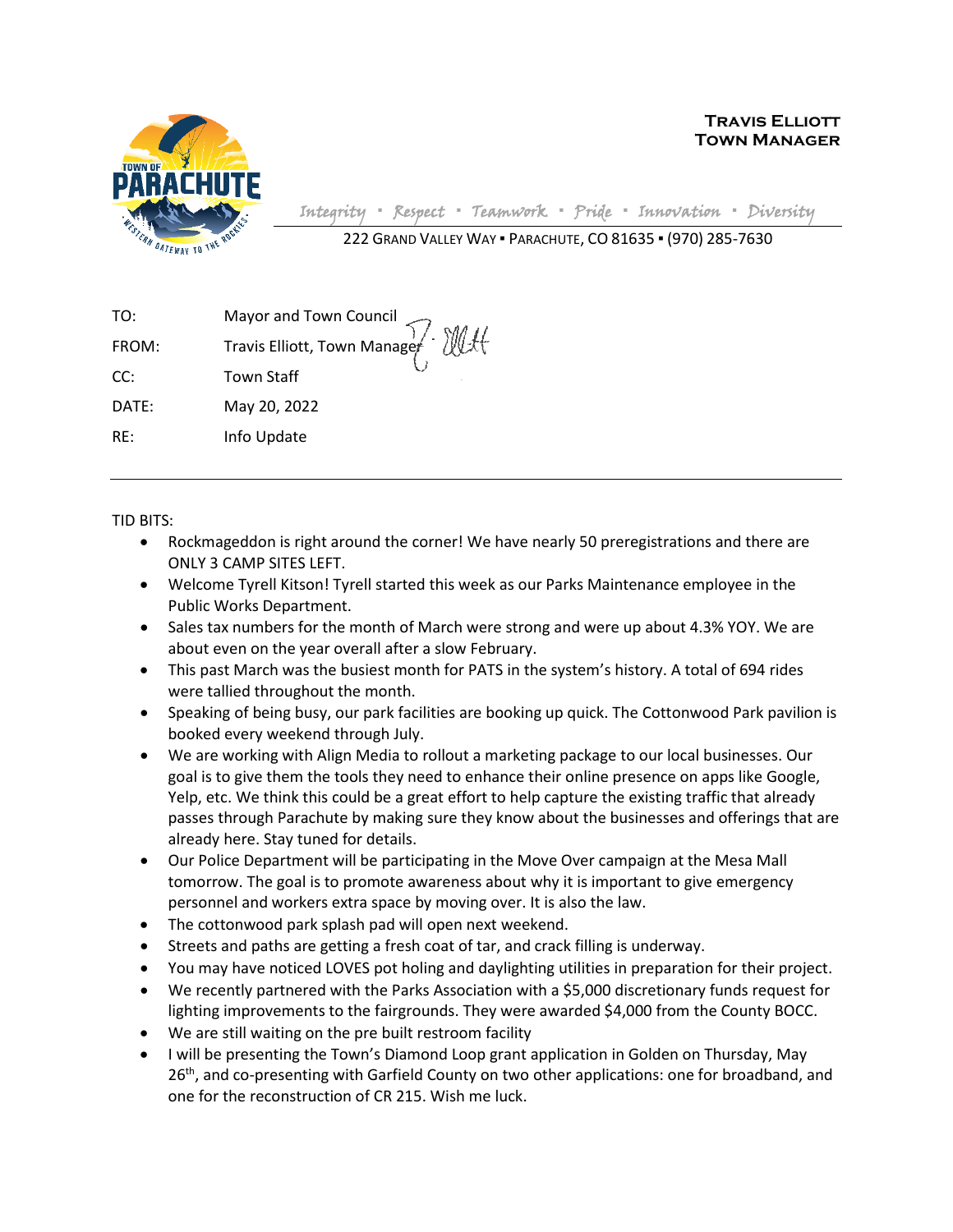**Travis Elliott**
**Town Manager**

*Integrity ▪ Respect ▪ Teamwork ▪ Pride ▪ Innovation ▪ Diversity*

222 Grand Valley Way ▪ Parachute, CO 81635 ▪ (970) 285-7630

| | |
|---|---|
| TO: | Mayor and Town Council |
| FROM: | Travis Elliott, Town Manager |
| CC: | Town Staff |
| DATE: | May 20, 2022 |
| RE: | Info Update |

---

TID BITS:

- Rockmageddon is right around the corner! We have nearly 50 preregistrations and there are ONLY 3 CAMP SITES LEFT.
- Welcome Tyrell Kitson! Tyrell started this week as our Parks Maintenance employee in the Public Works Department.
- Sales tax numbers for the month of March were strong and were up about 4.3% YOY. We are about even on the year overall after a slow February.
- This past March was the busiest month for PATS in the system's history. A total of 694 rides were tallied throughout the month.
- Speaking of being busy, our park facilities are booking up quick. The Cottonwood Park pavilion is booked every weekend through July.
- We are working with Align Media to rollout a marketing package to our local businesses. Our goal is to give them the tools they need to enhance their online presence on apps like Google, Yelp, etc. We think this could be a great effort to help capture the existing traffic that already passes through Parachute by making sure they know about the businesses and offerings that are already here. Stay tuned for details.
- Our Police Department will be participating in the Move Over campaign at the Mesa Mall tomorrow. The goal is to promote awareness about why it is important to give emergency personnel and workers extra space by moving over. It is also the law.
- The cottonwood park splash pad will open next weekend.
- Streets and paths are getting a fresh coat of tar, and crack filling is underway.
- You may have noticed LOVES pot holing and daylighting utilities in preparation for their project.
- We recently partnered with the Parks Association with a $5,000 discretionary funds request for lighting improvements to the fairgrounds. They were awarded $4,000 from the County BOCC.
- We are still waiting on the pre built restroom facility
- I will be presenting the Town's Diamond Loop grant application in Golden on Thursday, May 26th, and co-presenting with Garfield County on two other applications: one for broadband, and one for the reconstruction of CR 215. Wish me luck.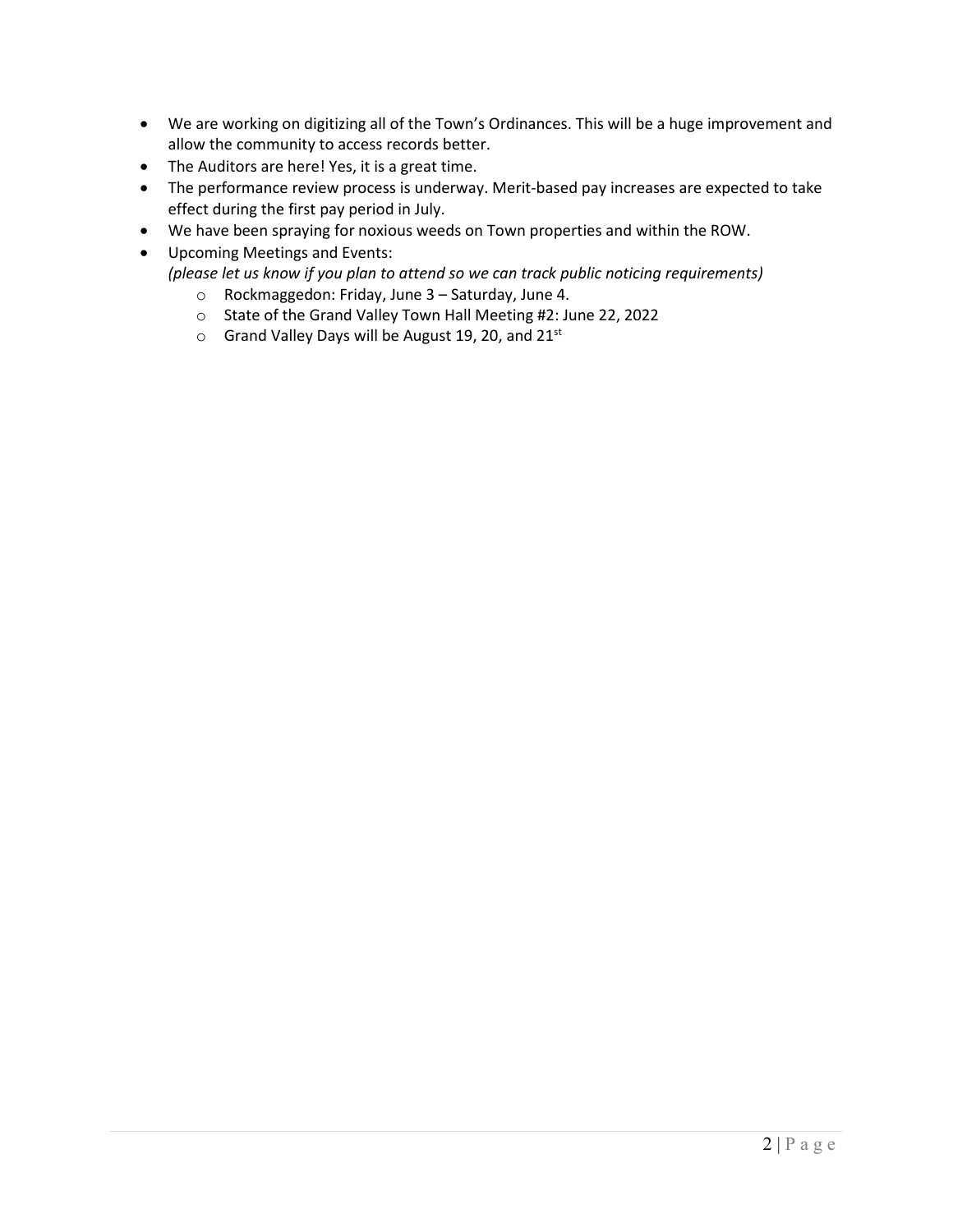- We are working on digitizing all of the Town's Ordinances. This will be a huge improvement and allow the community to access records better.
- The Auditors are here! Yes, it is a great time.
- The performance review process is underway. Merit-based pay increases are expected to take effect during the first pay period in July.
- We have been spraying for noxious weeds on Town properties and within the ROW.
- Upcoming Meetings and Events:
  *(please let us know if you plan to attend so we can track public noticing requirements)*
  - Rockmaggedon: Friday, June 3 – Saturday, June 4.
  - State of the Grand Valley Town Hall Meeting #2: June 22, 2022
  - Grand Valley Days will be August 19, 20, and 21st